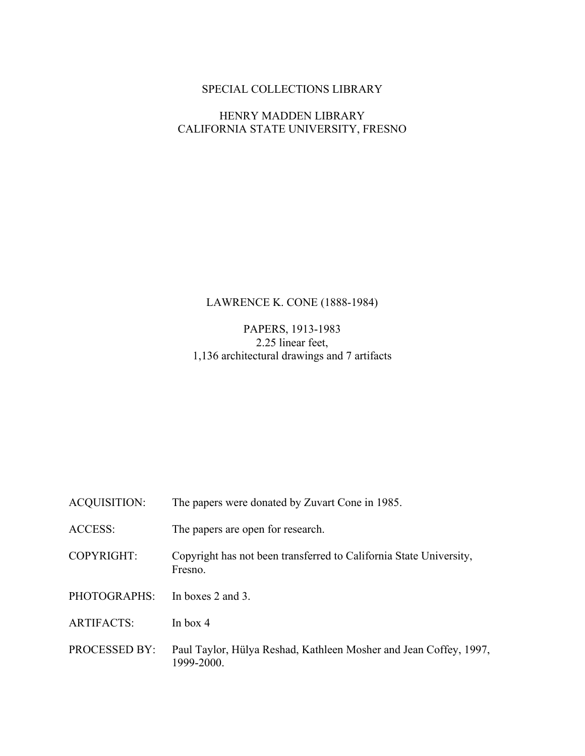SPECIAL COLLECTIONS LIBRARY

HENRY MADDEN LIBRARY
CALIFORNIA STATE UNIVERSITY, FRESNO

# LAWRENCE K. CONE (1888-1984)

PAPERS, 1913-1983
2.25 linear feet,
1,136 architectural drawings and 7 artifacts

| | |
|---|---|
| ACQUISITION: | The papers were donated by Zuvart Cone in 1985. |
| ACCESS: | The papers are open for research. |
| COPYRIGHT: | Copyright has not been transferred to California State University, Fresno. |
| PHOTOGRAPHS: | In boxes 2 and 3. |
| ARTIFACTS: | In box 4 |
| PROCESSED BY: | Paul Taylor, Hülya Reshad, Kathleen Mosher and Jean Coffey, 1997, 1999-2000. |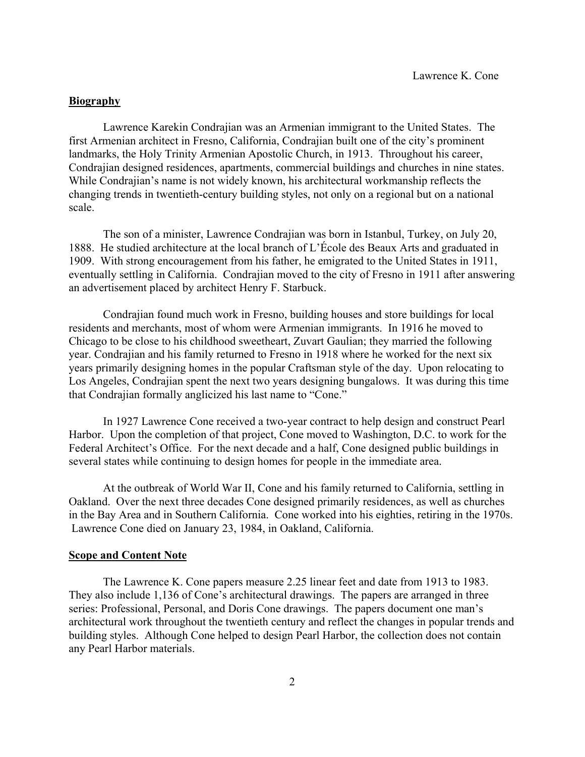## Biography

Lawrence Karekin Condrajian was an Armenian immigrant to the United States. The first Armenian architect in Fresno, California, Condrajian built one of the city's prominent landmarks, the Holy Trinity Armenian Apostolic Church, in 1913. Throughout his career, Condrajian designed residences, apartments, commercial buildings and churches in nine states. While Condrajian's name is not widely known, his architectural workmanship reflects the changing trends in twentieth-century building styles, not only on a regional but on a national scale.

The son of a minister, Lawrence Condrajian was born in Istanbul, Turkey, on July 20, 1888. He studied architecture at the local branch of L'École des Beaux Arts and graduated in 1909. With strong encouragement from his father, he emigrated to the United States in 1911, eventually settling in California. Condrajian moved to the city of Fresno in 1911 after answering an advertisement placed by architect Henry F. Starbuck.

Condrajian found much work in Fresno, building houses and store buildings for local residents and merchants, most of whom were Armenian immigrants. In 1916 he moved to Chicago to be close to his childhood sweetheart, Zuvart Gaulian; they married the following year. Condrajian and his family returned to Fresno in 1918 where he worked for the next six years primarily designing homes in the popular Craftsman style of the day. Upon relocating to Los Angeles, Condrajian spent the next two years designing bungalows. It was during this time that Condrajian formally anglicized his last name to "Cone."

In 1927 Lawrence Cone received a two-year contract to help design and construct Pearl Harbor. Upon the completion of that project, Cone moved to Washington, D.C. to work for the Federal Architect's Office. For the next decade and a half, Cone designed public buildings in several states while continuing to design homes for people in the immediate area.

At the outbreak of World War II, Cone and his family returned to California, settling in Oakland. Over the next three decades Cone designed primarily residences, as well as churches in the Bay Area and in Southern California. Cone worked into his eighties, retiring in the 1970s. Lawrence Cone died on January 23, 1984, in Oakland, California.

## Scope and Content Note

The Lawrence K. Cone papers measure 2.25 linear feet and date from 1913 to 1983. They also include 1,136 of Cone's architectural drawings. The papers are arranged in three series: Professional, Personal, and Doris Cone drawings. The papers document one man's architectural work throughout the twentieth century and reflect the changes in popular trends and building styles. Although Cone helped to design Pearl Harbor, the collection does not contain any Pearl Harbor materials.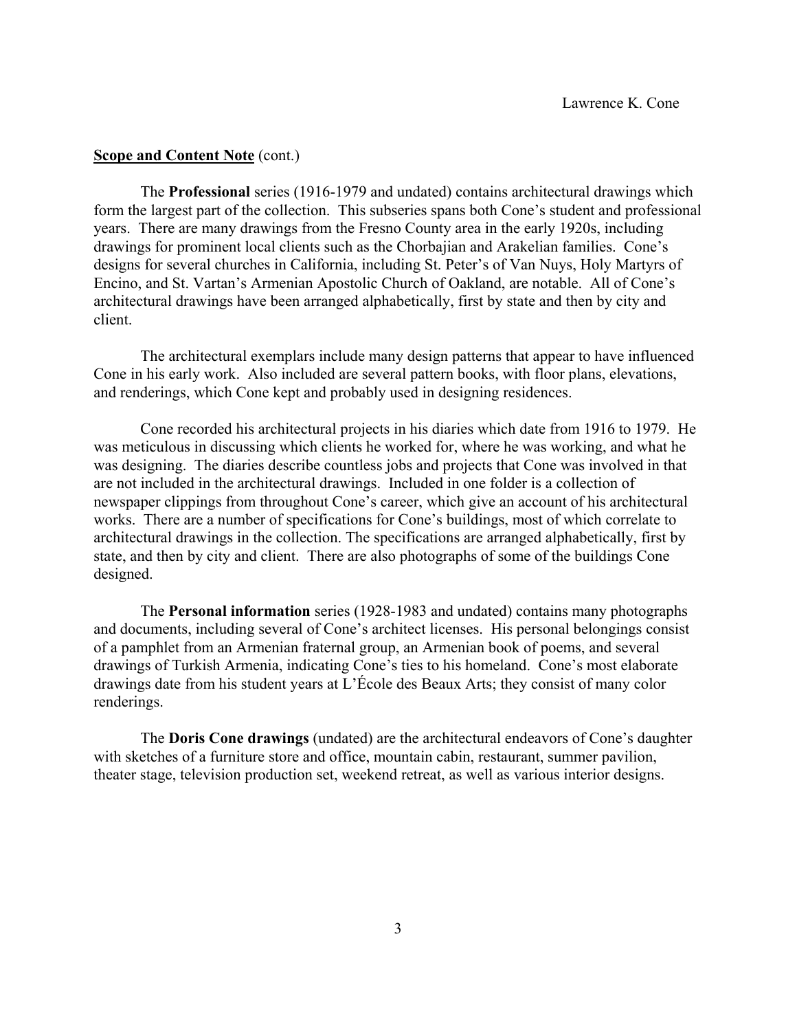**Scope and Content Note** (cont.)

The **Professional** series (1916-1979 and undated) contains architectural drawings which form the largest part of the collection. This subseries spans both Cone's student and professional years. There are many drawings from the Fresno County area in the early 1920s, including drawings for prominent local clients such as the Chorbajian and Arakelian families. Cone's designs for several churches in California, including St. Peter's of Van Nuys, Holy Martyrs of Encino, and St. Vartan's Armenian Apostolic Church of Oakland, are notable. All of Cone's architectural drawings have been arranged alphabetically, first by state and then by city and client.

The architectural exemplars include many design patterns that appear to have influenced Cone in his early work. Also included are several pattern books, with floor plans, elevations, and renderings, which Cone kept and probably used in designing residences.

Cone recorded his architectural projects in his diaries which date from 1916 to 1979. He was meticulous in discussing which clients he worked for, where he was working, and what he was designing. The diaries describe countless jobs and projects that Cone was involved in that are not included in the architectural drawings. Included in one folder is a collection of newspaper clippings from throughout Cone's career, which give an account of his architectural works. There are a number of specifications for Cone's buildings, most of which correlate to architectural drawings in the collection. The specifications are arranged alphabetically, first by state, and then by city and client. There are also photographs of some of the buildings Cone designed.

The **Personal information** series (1928-1983 and undated) contains many photographs and documents, including several of Cone's architect licenses. His personal belongings consist of a pamphlet from an Armenian fraternal group, an Armenian book of poems, and several drawings of Turkish Armenia, indicating Cone's ties to his homeland. Cone's most elaborate drawings date from his student years at L'École des Beaux Arts; they consist of many color renderings.

The **Doris Cone drawings** (undated) are the architectural endeavors of Cone's daughter with sketches of a furniture store and office, mountain cabin, restaurant, summer pavilion, theater stage, television production set, weekend retreat, as well as various interior designs.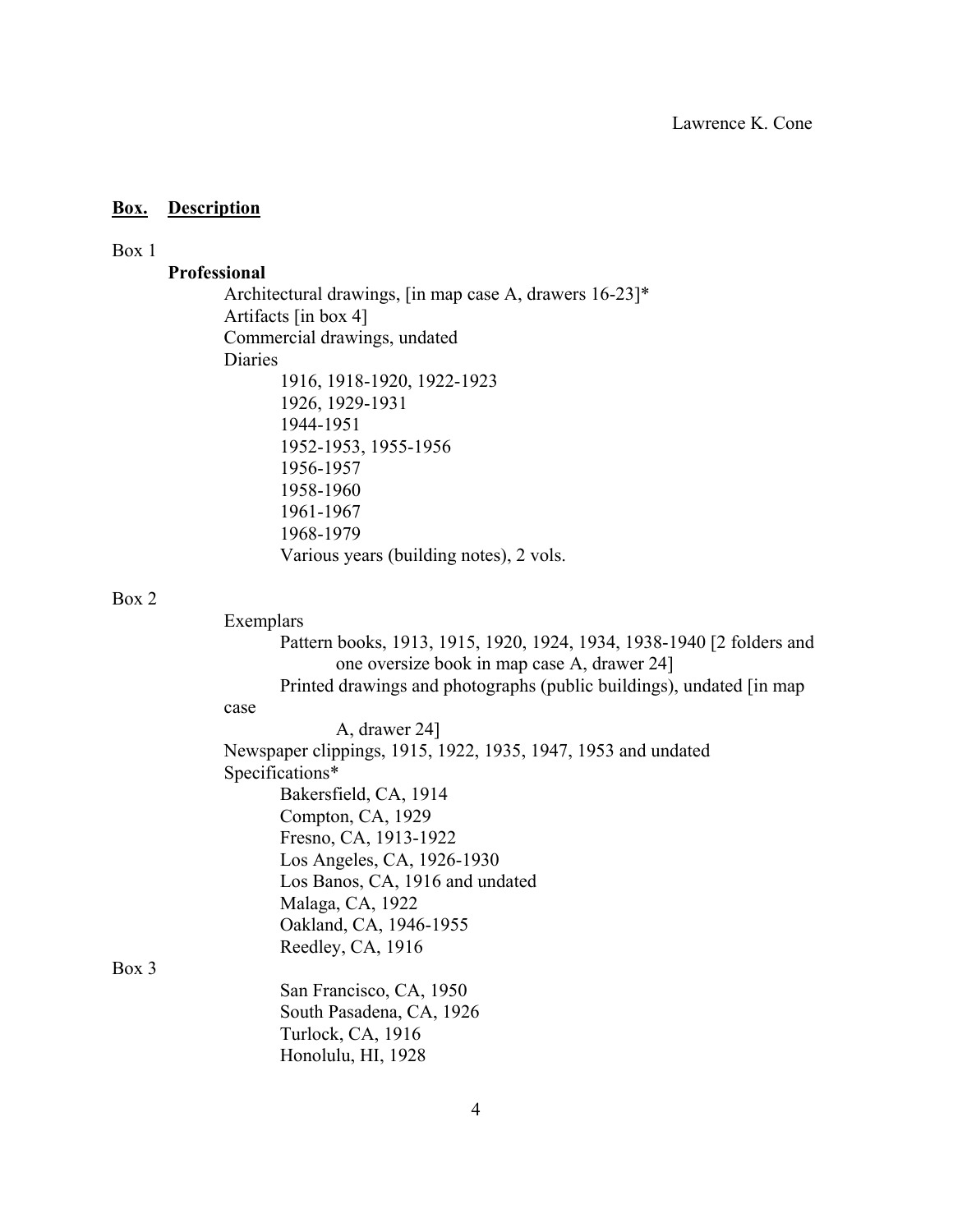**Box. Description**

Box 1

**Professional**

- Architectural drawings, [in map case A, drawers 16-23]*
- Artifacts [in box 4]
- Commercial drawings, undated
- Diaries
  - 1916, 1918-1920, 1922-1923
  - 1926, 1929-1931
  - 1944-1951
  - 1952-1953, 1955-1956
  - 1956-1957
  - 1958-1960
  - 1961-1967
  - 1968-1979
  - Various years (building notes), 2 vols.

Box 2

- Exemplars
  - Pattern books, 1913, 1915, 1920, 1924, 1934, 1938-1940 [2 folders and one oversize book in map case A, drawer 24]
  - Printed drawings and photographs (public buildings), undated [in map case A, drawer 24]
- Newspaper clippings, 1915, 1922, 1935, 1947, 1953 and undated
- Specifications*
  - Bakersfield, CA, 1914
  - Compton, CA, 1929
  - Fresno, CA, 1913-1922
  - Los Angeles, CA, 1926-1930
  - Los Banos, CA, 1916 and undated
  - Malaga, CA, 1922
  - Oakland, CA, 1946-1955
  - Reedley, CA, 1916

Box 3

- San Francisco, CA, 1950
- South Pasadena, CA, 1926
- Turlock, CA, 1916
- Honolulu, HI, 1928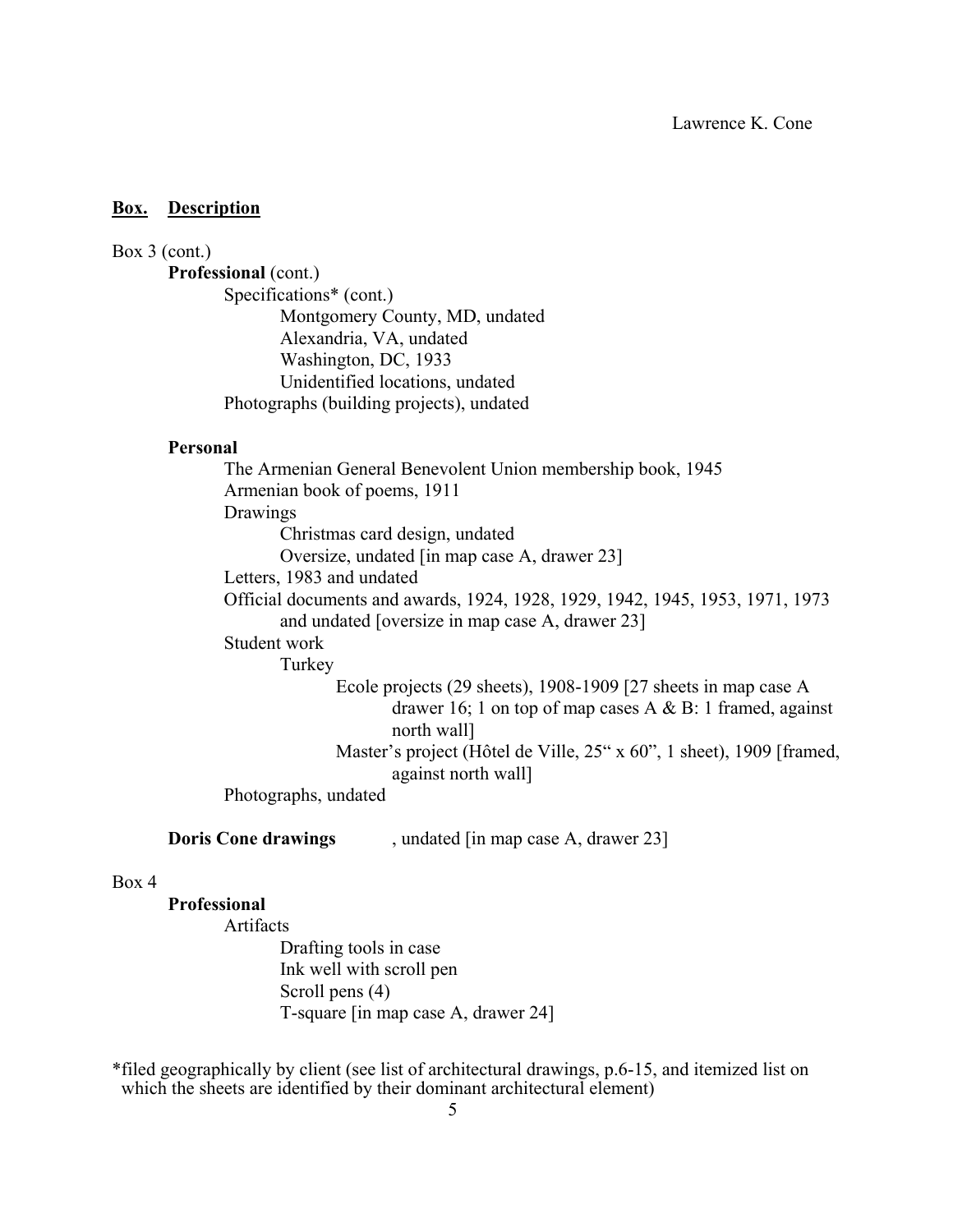**Box.** **Description**

Box 3 (cont.)

**Professional** (cont.)

- Specifications* (cont.)
  - Montgomery County, MD, undated
  - Alexandria, VA, undated
  - Washington, DC, 1933
  - Unidentified locations, undated
- Photographs (building projects), undated

**Personal**

- The Armenian General Benevolent Union membership book, 1945
- Armenian book of poems, 1911
- Drawings
  - Christmas card design, undated
  - Oversize, undated [in map case A, drawer 23]
- Letters, 1983 and undated
- Official documents and awards, 1924, 1928, 1929, 1942, 1945, 1953, 1971, 1973 and undated [oversize in map case A, drawer 23]
- Student work
  - Turkey
    - Ecole projects (29 sheets), 1908-1909 [27 sheets in map case A drawer 16; 1 on top of map cases A & B: 1 framed, against north wall]
    - Master's project (Hôtel de Ville, 25" x 60", 1 sheet), 1909 [framed, against north wall]
- Photographs, undated

**Doris Cone drawings**, undated [in map case A, drawer 23]

Box 4

**Professional**

- Artifacts
  - Drafting tools in case
  - Ink well with scroll pen
  - Scroll pens (4)
  - T-square [in map case A, drawer 24]

*filed geographically by client (see list of architectural drawings, p.6-15, and itemized list on which the sheets are identified by their dominant architectural element)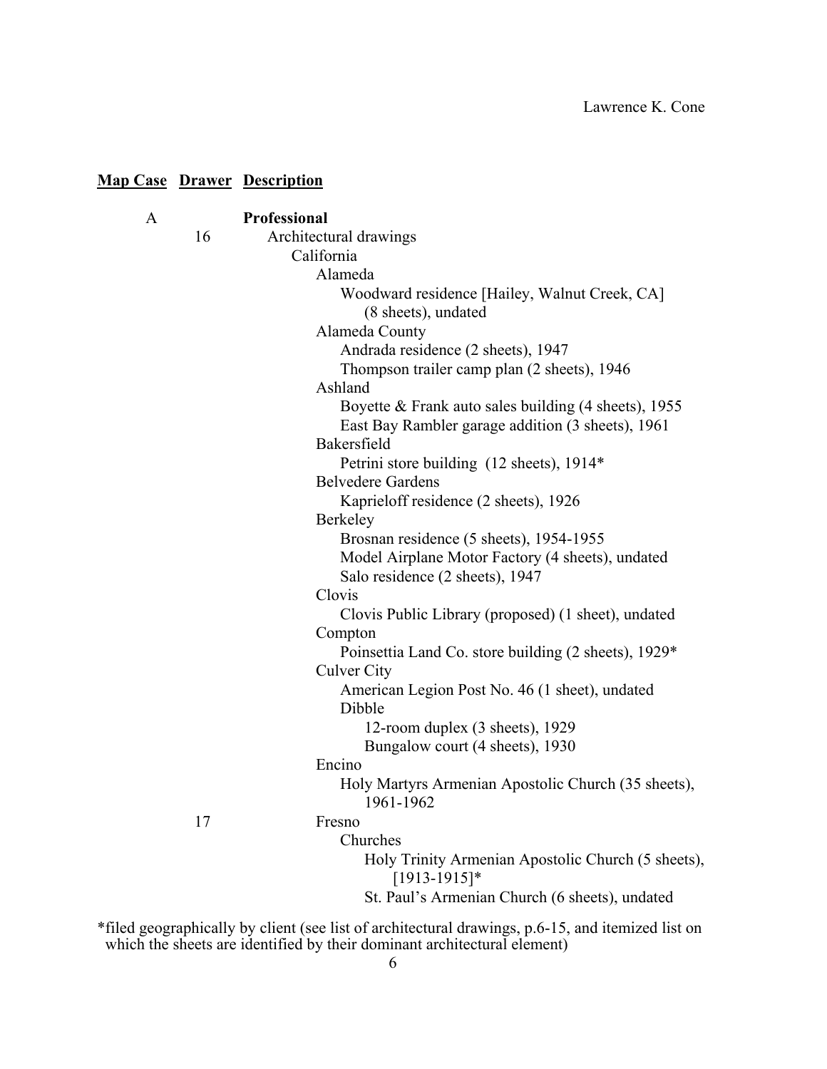| Map Case | Drawer | Description |
|---|---|---|
| A | | **Professional** |
| | 16 | Architectural drawings |
| | | California |
| | | Alameda |
| | | Woodward residence [Hailey, Walnut Creek, CA] (8 sheets), undated |
| | | Alameda County |
| | | Andrada residence (2 sheets), 1947 |
| | | Thompson trailer camp plan (2 sheets), 1946 |
| | | Ashland |
| | | Boyette & Frank auto sales building (4 sheets), 1955 |
| | | East Bay Rambler garage addition (3 sheets), 1961 |
| | | Bakersfield |
| | | Petrini store building (12 sheets), 1914* |
| | | Belvedere Gardens |
| | | Kaprieloff residence (2 sheets), 1926 |
| | | Berkeley |
| | | Brosnan residence (5 sheets), 1954-1955 |
| | | Model Airplane Motor Factory (4 sheets), undated |
| | | Salo residence (2 sheets), 1947 |
| | | Clovis |
| | | Clovis Public Library (proposed) (1 sheet), undated |
| | | Compton |
| | | Poinsettia Land Co. store building (2 sheets), 1929* |
| | | Culver City |
| | | American Legion Post No. 46 (1 sheet), undated |
| | | Dibble |
| | | 12-room duplex (3 sheets), 1929 |
| | | Bungalow court (4 sheets), 1930 |
| | | Encino |
| | | Holy Martyrs Armenian Apostolic Church (35 sheets), 1961-1962 |
| | 17 | Fresno |
| | | Churches |
| | | Holy Trinity Armenian Apostolic Church (5 sheets), [1913-1915]* |
| | | St. Paul's Armenian Church (6 sheets), undated |

*filed geographically by client (see list of architectural drawings, p.6-15, and itemized list on which the sheets are identified by their dominant architectural element)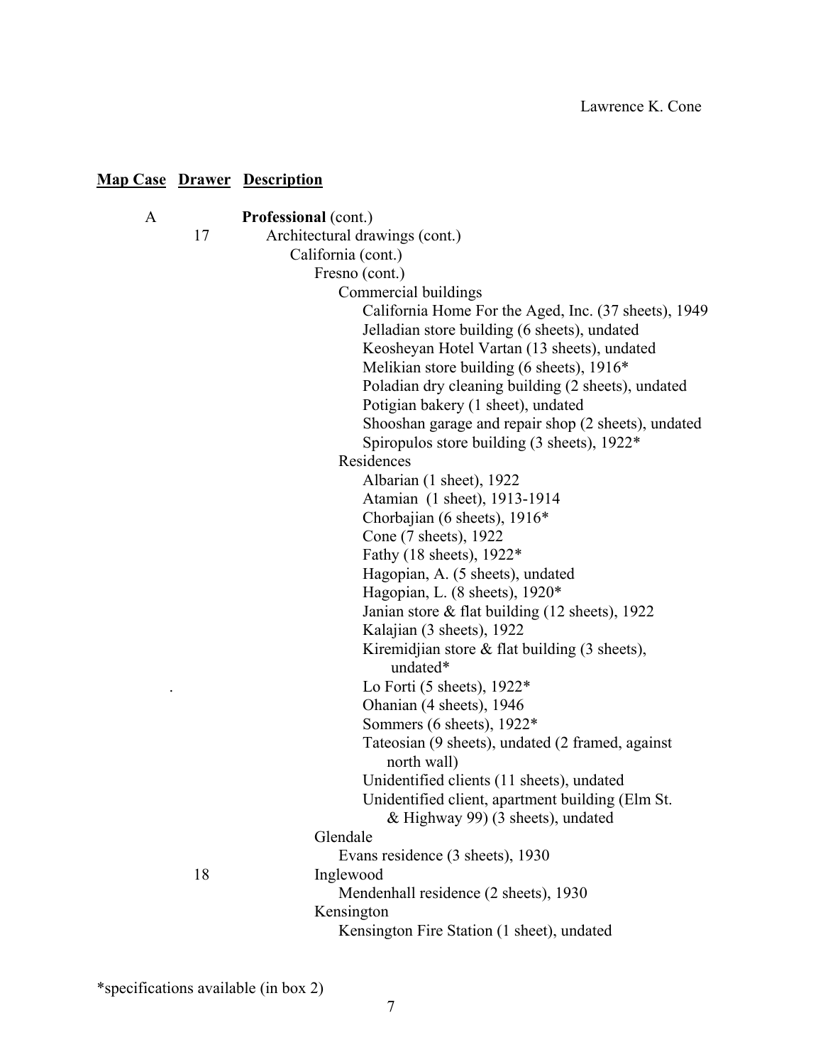| Map Case | Drawer | Description |
|---|---|---|
| A | | **Professional** (cont.) |
| | 17 | Architectural drawings (cont.) |
| | | California (cont.) |
| | | Fresno (cont.) |
| | | Commercial buildings |
| | | California Home For the Aged, Inc. (37 sheets), 1949 |
| | | Jelladian store building (6 sheets), undated |
| | | Keosheyan Hotel Vartan (13 sheets), undated |
| | | Melikian store building (6 sheets), 1916* |
| | | Poladian dry cleaning building (2 sheets), undated |
| | | Potigian bakery (1 sheet), undated |
| | | Shooshan garage and repair shop (2 sheets), undated |
| | | Spiropulos store building (3 sheets), 1922* |
| | | Residences |
| | | Albarian (1 sheet), 1922 |
| | | Atamian (1 sheet), 1913-1914 |
| | | Chorbajian (6 sheets), 1916* |
| | | Cone (7 sheets), 1922 |
| | | Fathy (18 sheets), 1922* |
| | | Hagopian, A. (5 sheets), undated |
| | | Hagopian, L. (8 sheets), 1920* |
| | | Janian store & flat building (12 sheets), 1922 |
| | | Kalajian (3 sheets), 1922 |
| | | Kiremidjian store & flat building (3 sheets), undated* |
| | | Lo Forti (5 sheets), 1922* |
| | | Ohanian (4 sheets), 1946 |
| | | Sommers (6 sheets), 1922* |
| | | Tateosian (9 sheets), undated (2 framed, against north wall) |
| | | Unidentified clients (11 sheets), undated |
| | | Unidentified client, apartment building (Elm St. & Highway 99) (3 sheets), undated |
| | | Glendale |
| | | Evans residence (3 sheets), 1930 |
| | 18 | Inglewood |
| | | Mendenhall residence (2 sheets), 1930 |
| | | Kensington |
| | | Kensington Fire Station (1 sheet), undated |

*specifications available (in box 2)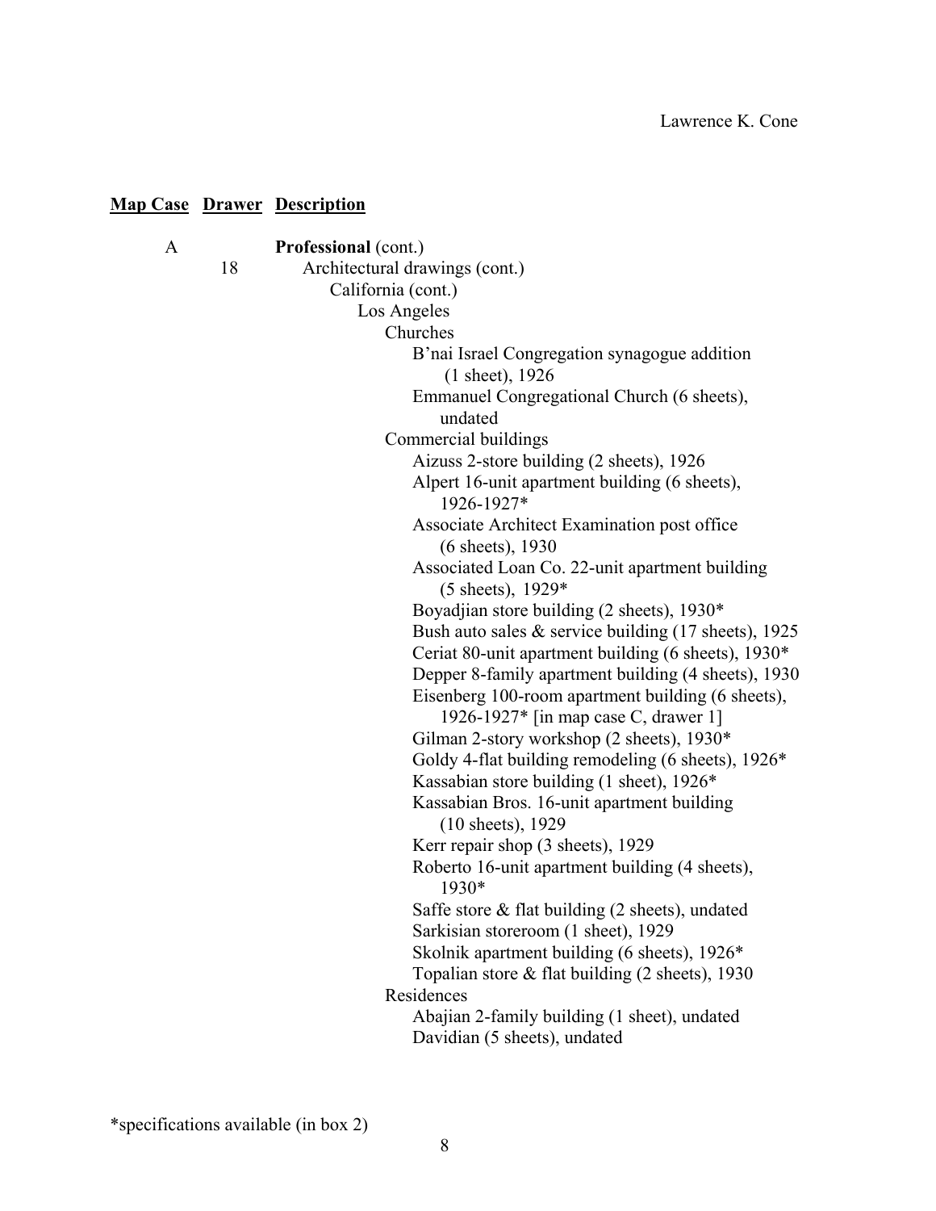| Map Case | Drawer | Description |
|---|---|---|
| A | | **Professional** (cont.) |
| | 18 | Architectural drawings (cont.) |

- California (cont.)
  - Los Angeles
    - Churches
      - B'nai Israel Congregation synagogue addition (1 sheet), 1926
      - Emmanuel Congregational Church (6 sheets), undated
    - Commercial buildings
      - Aizuss 2-store building (2 sheets), 1926
      - Alpert 16-unit apartment building (6 sheets), 1926-1927*
      - Associate Architect Examination post office (6 sheets), 1930
      - Associated Loan Co. 22-unit apartment building (5 sheets), 1929*
      - Boyadjian store building (2 sheets), 1930*
      - Bush auto sales & service building (17 sheets), 1925
      - Ceriat 80-unit apartment building (6 sheets), 1930*
      - Depper 8-family apartment building (4 sheets), 1930
      - Eisenberg 100-room apartment building (6 sheets), 1926-1927* [in map case C, drawer 1]
      - Gilman 2-story workshop (2 sheets), 1930*
      - Goldy 4-flat building remodeling (6 sheets), 1926*
      - Kassabian store building (1 sheet), 1926*
      - Kassabian Bros. 16-unit apartment building (10 sheets), 1929
      - Kerr repair shop (3 sheets), 1929
      - Roberto 16-unit apartment building (4 sheets), 1930*
      - Saffe store & flat building (2 sheets), undated
      - Sarkisian storeroom (1 sheet), 1929
      - Skolnik apartment building (6 sheets), 1926*
      - Topalian store & flat building (2 sheets), 1930
    - Residences
      - Abajian 2-family building (1 sheet), undated
      - Davidian (5 sheets), undated

*specifications available (in box 2)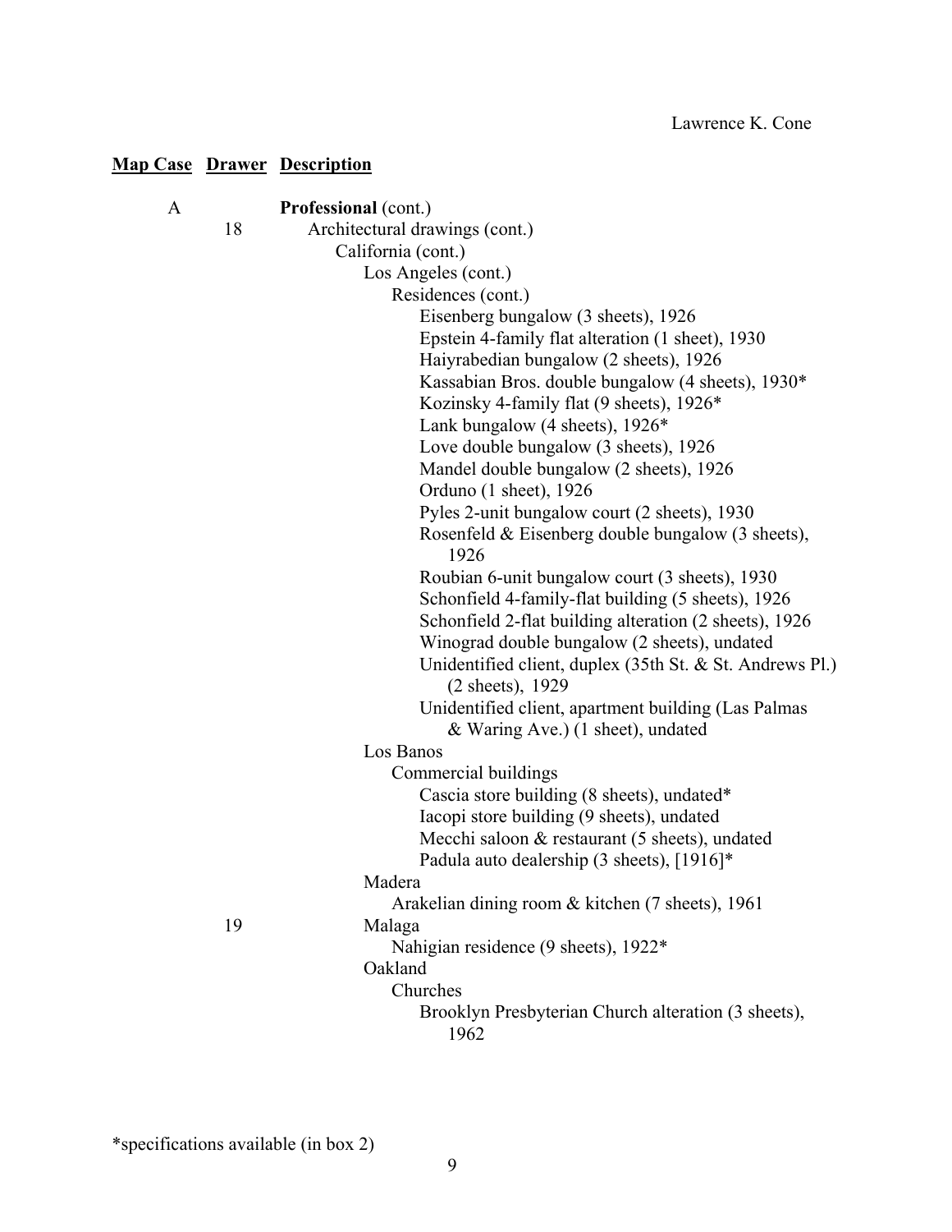| Map Case | Drawer | Description |
|---|---|---|
| A | | **Professional** (cont.) |
| | 18 | Architectural drawings (cont.) |
| | | California (cont.) |
| | | Los Angeles (cont.) |
| | | Residences (cont.) |
| | | Eisenberg bungalow (3 sheets), 1926 |
| | | Epstein 4-family flat alteration (1 sheet), 1930 |
| | | Haiyrabedian bungalow (2 sheets), 1926 |
| | | Kassabian Bros. double bungalow (4 sheets), 1930* |
| | | Kozinsky 4-family flat (9 sheets), 1926* |
| | | Lank bungalow (4 sheets), 1926* |
| | | Love double bungalow (3 sheets), 1926 |
| | | Mandel double bungalow (2 sheets), 1926 |
| | | Orduno (1 sheet), 1926 |
| | | Pyles 2-unit bungalow court (2 sheets), 1930 |
| | | Rosenfeld & Eisenberg double bungalow (3 sheets), 1926 |
| | | Roubian 6-unit bungalow court (3 sheets), 1930 |
| | | Schonfield 4-family-flat building (5 sheets), 1926 |
| | | Schonfield 2-flat building alteration (2 sheets), 1926 |
| | | Winograd double bungalow (2 sheets), undated |
| | | Unidentified client, duplex (35th St. & St. Andrews Pl.) (2 sheets), 1929 |
| | | Unidentified client, apartment building (Las Palmas & Waring Ave.) (1 sheet), undated |
| | | Los Banos |
| | | Commercial buildings |
| | | Cascia store building (8 sheets), undated* |
| | | Iacopi store building (9 sheets), undated |
| | | Mecchi saloon & restaurant (5 sheets), undated |
| | | Padula auto dealership (3 sheets), [1916]* |
| | | Madera |
| | | Arakelian dining room & kitchen (7 sheets), 1961 |
| | 19 | Malaga |
| | | Nahigian residence (9 sheets), 1922* |
| | | Oakland |
| | | Churches |
| | | Brooklyn Presbyterian Church alteration (3 sheets), 1962 |

*specifications available (in box 2)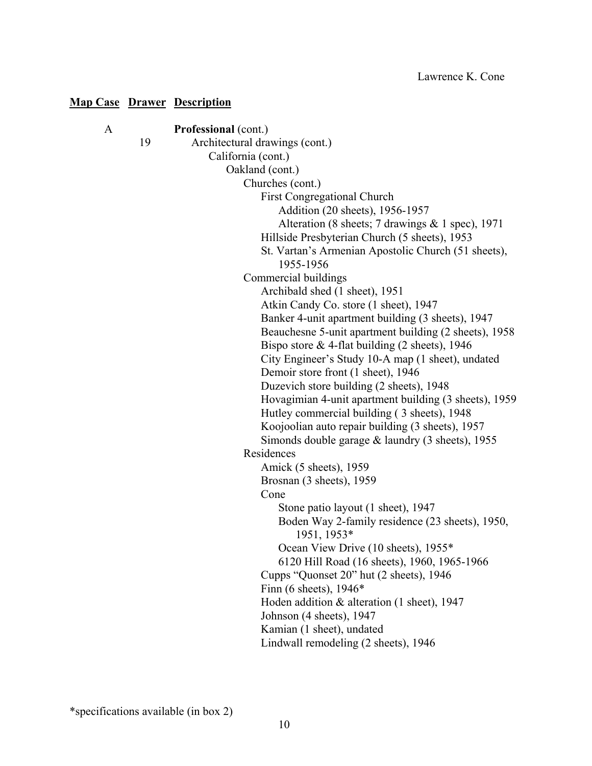| Map Case | Drawer | Description |
|---|---|---|
| A | | **Professional** (cont.) |
| | 19 | Architectural drawings (cont.) |
| | | California (cont.) |
| | | Oakland (cont.) |
| | | Churches (cont.) |
| | | First Congregational Church |
| | | Addition (20 sheets), 1956-1957 |
| | | Alteration (8 sheets; 7 drawings & 1 spec), 1971 |
| | | Hillside Presbyterian Church (5 sheets), 1953 |
| | | St. Vartan's Armenian Apostolic Church (51 sheets), 1955-1956 |
| | | Commercial buildings |
| | | Archibald shed (1 sheet), 1951 |
| | | Atkin Candy Co. store (1 sheet), 1947 |
| | | Banker 4-unit apartment building (3 sheets), 1947 |
| | | Beauchesne 5-unit apartment building (2 sheets), 1958 |
| | | Bispo store & 4-flat building (2 sheets), 1946 |
| | | City Engineer's Study 10-A map (1 sheet), undated |
| | | Demoir store front (1 sheet), 1946 |
| | | Duzevich store building (2 sheets), 1948 |
| | | Hovagimian 4-unit apartment building (3 sheets), 1959 |
| | | Hutley commercial building ( 3 sheets), 1948 |
| | | Koojoolian auto repair building (3 sheets), 1957 |
| | | Simonds double garage & laundry (3 sheets), 1955 |
| | | Residences |
| | | Amick (5 sheets), 1959 |
| | | Brosnan (3 sheets), 1959 |
| | | Cone |
| | | Stone patio layout (1 sheet), 1947 |
| | | Boden Way 2-family residence (23 sheets), 1950, 1951, 1953* |
| | | Ocean View Drive (10 sheets), 1955* |
| | | 6120 Hill Road (16 sheets), 1960, 1965-1966 |
| | | Cupps "Quonset 20" hut (2 sheets), 1946 |
| | | Finn (6 sheets), 1946* |
| | | Hoden addition & alteration (1 sheet), 1947 |
| | | Johnson (4 sheets), 1947 |
| | | Kamian (1 sheet), undated |
| | | Lindwall remodeling (2 sheets), 1946 |

*specifications available (in box 2)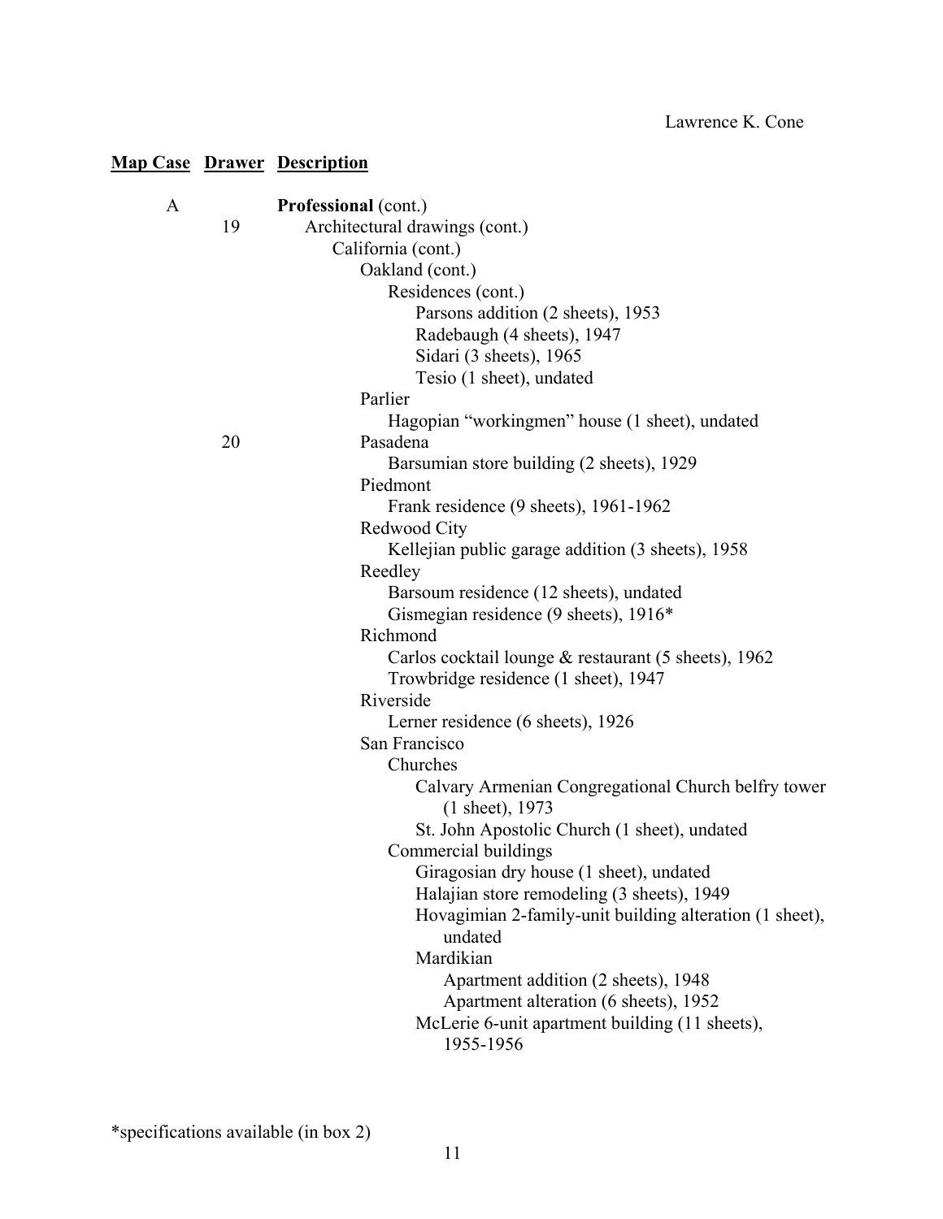| Map Case | Drawer | Description |
|---|---|---|
| A | | **Professional** (cont.) |
| | 19 | Architectural drawings (cont.) |
| | | California (cont.) |
| | | Oakland (cont.) |
| | | Residences (cont.) |
| | | Parsons addition (2 sheets), 1953 |
| | | Radebaugh (4 sheets), 1947 |
| | | Sidari (3 sheets), 1965 |
| | | Tesio (1 sheet), undated |
| | | Parlier |
| | | Hagopian "workingmen" house (1 sheet), undated |
| | 20 | Pasadena |
| | | Barsumian store building (2 sheets), 1929 |
| | | Piedmont |
| | | Frank residence (9 sheets), 1961-1962 |
| | | Redwood City |
| | | Kellejian public garage addition (3 sheets), 1958 |
| | | Reedley |
| | | Barsoum residence (12 sheets), undated |
| | | Gismegian residence (9 sheets), 1916* |
| | | Richmond |
| | | Carlos cocktail lounge & restaurant (5 sheets), 1962 |
| | | Trowbridge residence (1 sheet), 1947 |
| | | Riverside |
| | | Lerner residence (6 sheets), 1926 |
| | | San Francisco |
| | | Churches |
| | | Calvary Armenian Congregational Church belfry tower (1 sheet), 1973 |
| | | St. John Apostolic Church (1 sheet), undated |
| | | Commercial buildings |
| | | Giragosian dry house (1 sheet), undated |
| | | Halajian store remodeling (3 sheets), 1949 |
| | | Hovagimian 2-family-unit building alteration (1 sheet), undated |
| | | Mardikian |
| | | Apartment addition (2 sheets), 1948 |
| | | Apartment alteration (6 sheets), 1952 |
| | | McLerie 6-unit apartment building (11 sheets), 1955-1956 |

*specifications available (in box 2)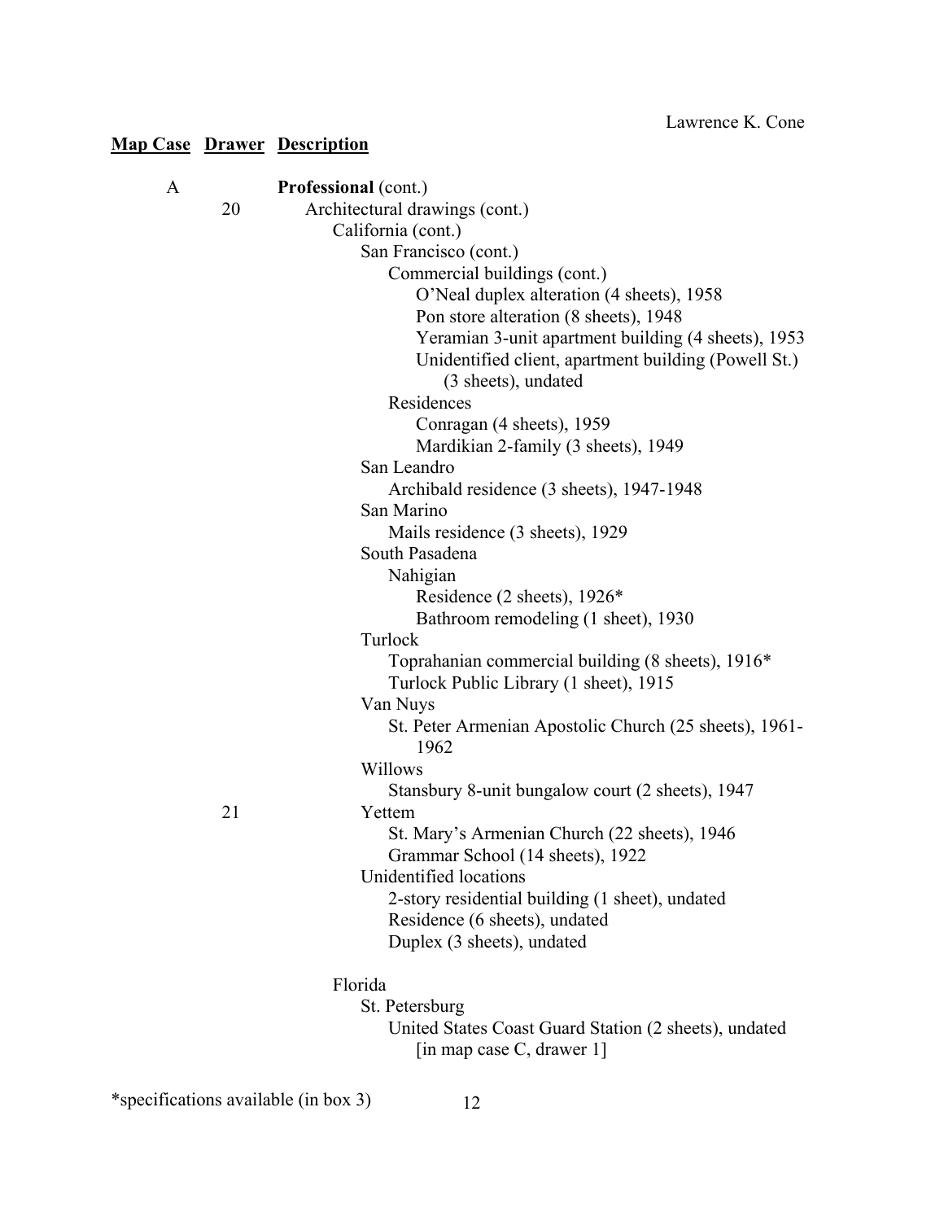| Map Case | Drawer | Description |
|---|---|---|
| A | | **Professional** (cont.) |
| | 20 | Architectural drawings (cont.) |
| | | California (cont.) |
| | | San Francisco (cont.) |
| | | Commercial buildings (cont.) |
| | | O'Neal duplex alteration (4 sheets), 1958 |
| | | Pon store alteration (8 sheets), 1948 |
| | | Yeramian 3-unit apartment building (4 sheets), 1953 |
| | | Unidentified client, apartment building (Powell St.) (3 sheets), undated |
| | | Residences |
| | | Conragan (4 sheets), 1959 |
| | | Mardikian 2-family (3 sheets), 1949 |
| | | San Leandro |
| | | Archibald residence (3 sheets), 1947-1948 |
| | | San Marino |
| | | Mails residence (3 sheets), 1929 |
| | | South Pasadena |
| | | Nahigian |
| | | Residence (2 sheets), 1926* |
| | | Bathroom remodeling (1 sheet), 1930 |
| | | Turlock |
| | | Toprahanian commercial building (8 sheets), 1916* |
| | | Turlock Public Library (1 sheet), 1915 |
| | | Van Nuys |
| | | St. Peter Armenian Apostolic Church (25 sheets), 1961-1962 |
| | | Willows |
| | | Stansbury 8-unit bungalow court (2 sheets), 1947 |
| | 21 | Yettem |
| | | St. Mary's Armenian Church (22 sheets), 1946 |
| | | Grammar School (14 sheets), 1922 |
| | | Unidentified locations |
| | | 2-story residential building (1 sheet), undated |
| | | Residence (6 sheets), undated |
| | | Duplex (3 sheets), undated |
| | | Florida |
| | | St. Petersburg |
| | | United States Coast Guard Station (2 sheets), undated [in map case C, drawer 1] |

*specifications available (in box 3)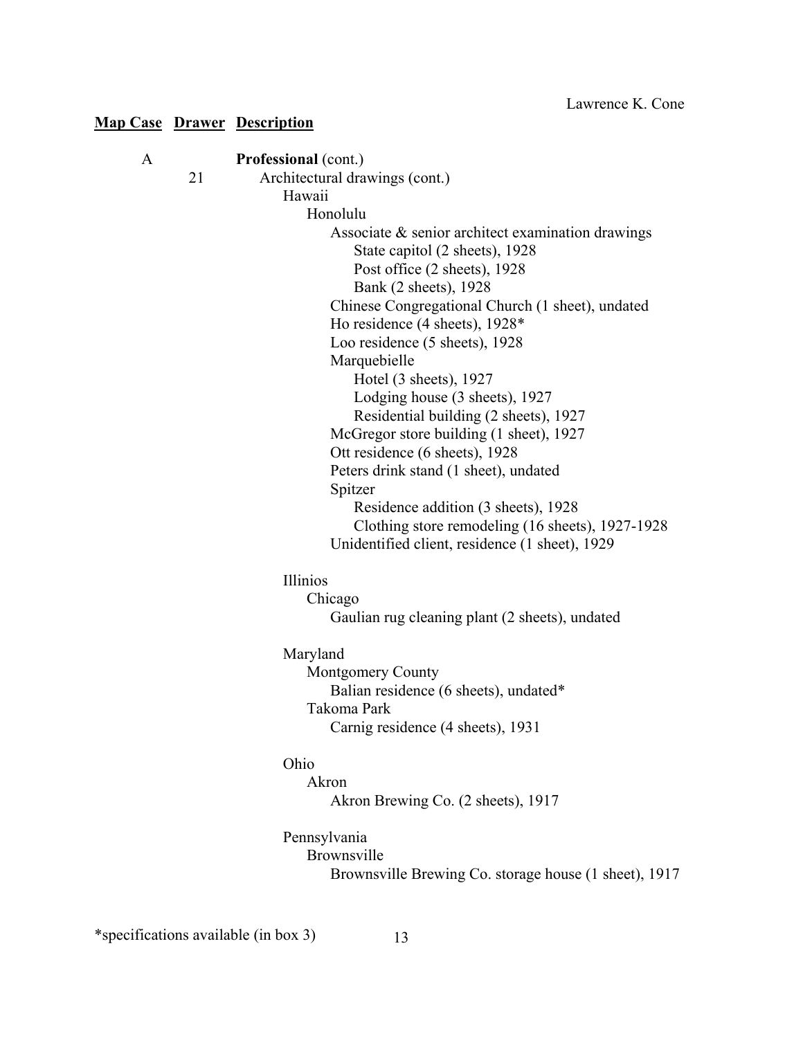| Map Case | Drawer | Description |
|---|---|---|
| A | | **Professional** (cont.) |
| | 21 | Architectural drawings (cont.) |
| | | Hawaii |
| | | Honolulu |
| | | Associate & senior architect examination drawings |
| | | State capitol (2 sheets), 1928 |
| | | Post office (2 sheets), 1928 |
| | | Bank (2 sheets), 1928 |
| | | Chinese Congregational Church (1 sheet), undated |
| | | Ho residence (4 sheets), 1928* |
| | | Loo residence (5 sheets), 1928 |
| | | Marquebielle |
| | | Hotel (3 sheets), 1927 |
| | | Lodging house (3 sheets), 1927 |
| | | Residential building (2 sheets), 1927 |
| | | McGregor store building (1 sheet), 1927 |
| | | Ott residence (6 sheets), 1928 |
| | | Peters drink stand (1 sheet), undated |
| | | Spitzer |
| | | Residence addition (3 sheets), 1928 |
| | | Clothing store remodeling (16 sheets), 1927-1928 |
| | | Unidentified client, residence (1 sheet), 1929 |
| | | Illinios |
| | | Chicago |
| | | Gaulian rug cleaning plant (2 sheets), undated |
| | | Maryland |
| | | Montgomery County |
| | | Balian residence (6 sheets), undated* |
| | | Takoma Park |
| | | Carnig residence (4 sheets), 1931 |
| | | Ohio |
| | | Akron |
| | | Akron Brewing Co. (2 sheets), 1917 |
| | | Pennsylvania |
| | | Brownsville |
| | | Brownsville Brewing Co. storage house (1 sheet), 1917 |

*specifications available (in box 3)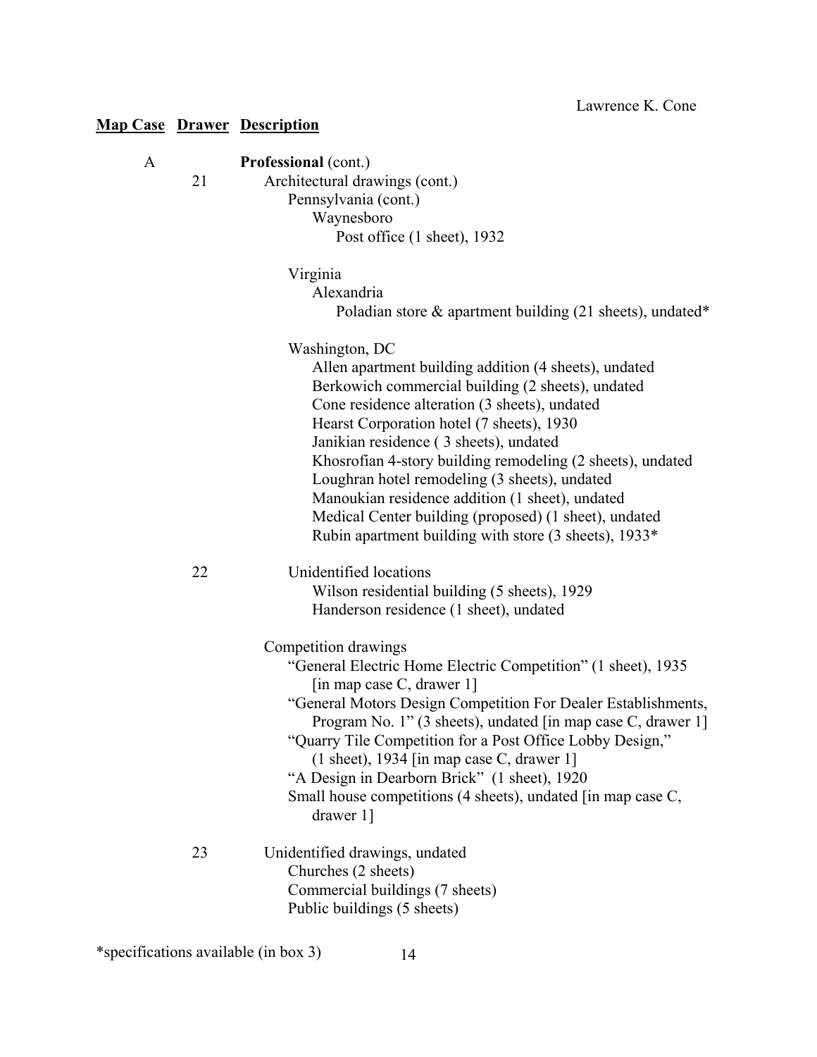| Map Case | Drawer | Description |
|---|---|---|
| A | | **Professional** (cont.) |
| | 21 | Architectural drawings (cont.) |
| | | Pennsylvania (cont.) |
| | | Waynesboro |
| | | Post office (1 sheet), 1932 |
| | | |
| | | Virginia |
| | | Alexandria |
| | | Poladian store & apartment building (21 sheets), undated* |
| | | |
| | | Washington, DC |
| | | Allen apartment building addition (4 sheets), undated |
| | | Berkowich commercial building (2 sheets), undated |
| | | Cone residence alteration (3 sheets), undated |
| | | Hearst Corporation hotel (7 sheets), 1930 |
| | | Janikian residence ( 3 sheets), undated |
| | | Khosrofian 4-story building remodeling (2 sheets), undated |
| | | Loughran hotel remodeling (3 sheets), undated |
| | | Manoukian residence addition (1 sheet), undated |
| | | Medical Center building (proposed) (1 sheet), undated |
| | | Rubin apartment building with store (3 sheets), 1933* |
| | | |
| | 22 | Unidentified locations |
| | | Wilson residential building (5 sheets), 1929 |
| | | Handerson residence (1 sheet), undated |
| | | |
| | | Competition drawings |
| | | "General Electric Home Electric Competition" (1 sheet), 1935 [in map case C, drawer 1] |
| | | "General Motors Design Competition For Dealer Establishments, Program No. 1" (3 sheets), undated [in map case C, drawer 1] |
| | | "Quarry Tile Competition for a Post Office Lobby Design," (1 sheet), 1934 [in map case C, drawer 1] |
| | | "A Design in Dearborn Brick" (1 sheet), 1920 |
| | | Small house competitions (4 sheets), undated [in map case C, drawer 1] |
| | | |
| | 23 | Unidentified drawings, undated |
| | | Churches (2 sheets) |
| | | Commercial buildings (7 sheets) |
| | | Public buildings (5 sheets) |

*specifications available (in box 3)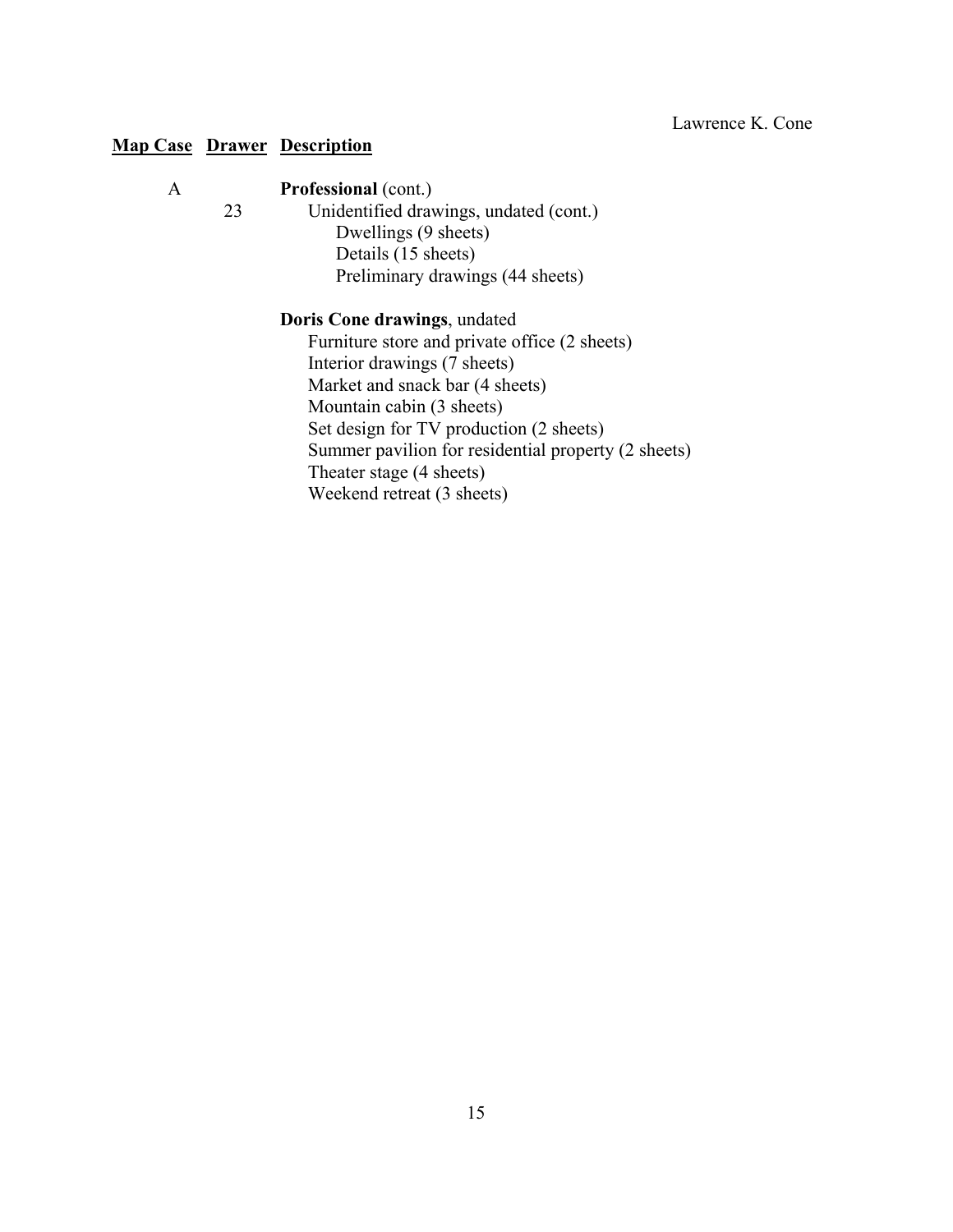| Map Case | Drawer | Description |
| --- | --- | --- |
| A | | **Professional** (cont.) |
| | 23 | Unidentified drawings, undated (cont.) |
| | | Dwellings (9 sheets) |
| | | Details (15 sheets) |
| | | Preliminary drawings (44 sheets) |
| | | |
| | | **Doris Cone drawings**, undated |
| | | Furniture store and private office (2 sheets) |
| | | Interior drawings (7 sheets) |
| | | Market and snack bar (4 sheets) |
| | | Mountain cabin (3 sheets) |
| | | Set design for TV production (2 sheets) |
| | | Summer pavilion for residential property (2 sheets) |
| | | Theater stage (4 sheets) |
| | | Weekend retreat (3 sheets) |